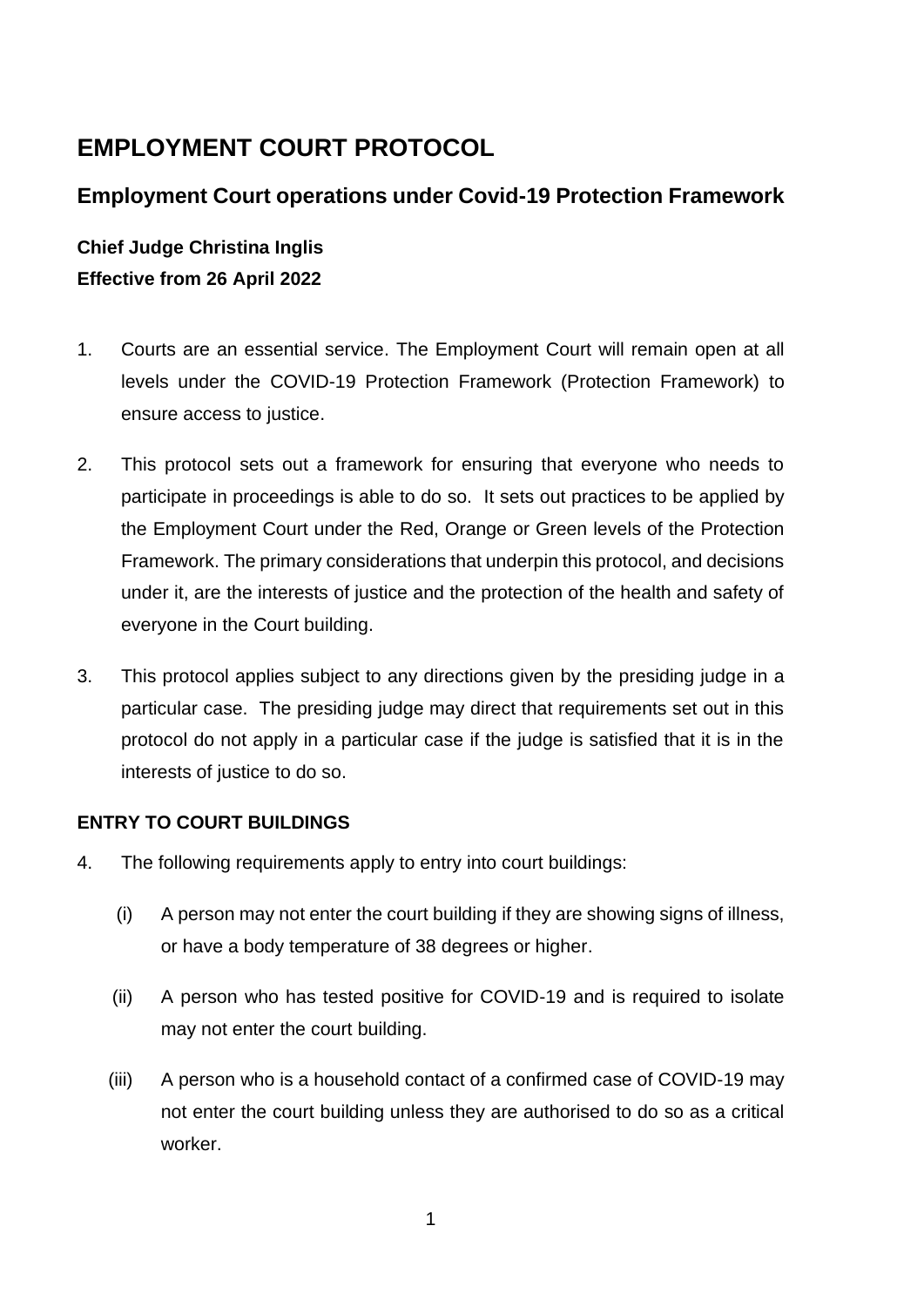# EMPLOYMENT COURT PROTOCOL

## Employment Court operations under Covid-19 Protection Framework

**Chief Judge Christina Inglis**
**Effective from 26 April 2022**

1. Courts are an essential service. The Employment Court will remain open at all levels under the COVID-19 Protection Framework (Protection Framework) to ensure access to justice.

2. This protocol sets out a framework for ensuring that everyone who needs to participate in proceedings is able to do so. It sets out practices to be applied by the Employment Court under the Red, Orange or Green levels of the Protection Framework. The primary considerations that underpin this protocol, and decisions under it, are the interests of justice and the protection of the health and safety of everyone in the Court building.

3. This protocol applies subject to any directions given by the presiding judge in a particular case. The presiding judge may direct that requirements set out in this protocol do not apply in a particular case if the judge is satisfied that it is in the interests of justice to do so.

### ENTRY TO COURT BUILDINGS

4. The following requirements apply to entry into court buildings:

   (i) A person may not enter the court building if they are showing signs of illness, or have a body temperature of 38 degrees or higher.

   (ii) A person who has tested positive for COVID-19 and is required to isolate may not enter the court building.

   (iii) A person who is a household contact of a confirmed case of COVID-19 may not enter the court building unless they are authorised to do so as a critical worker.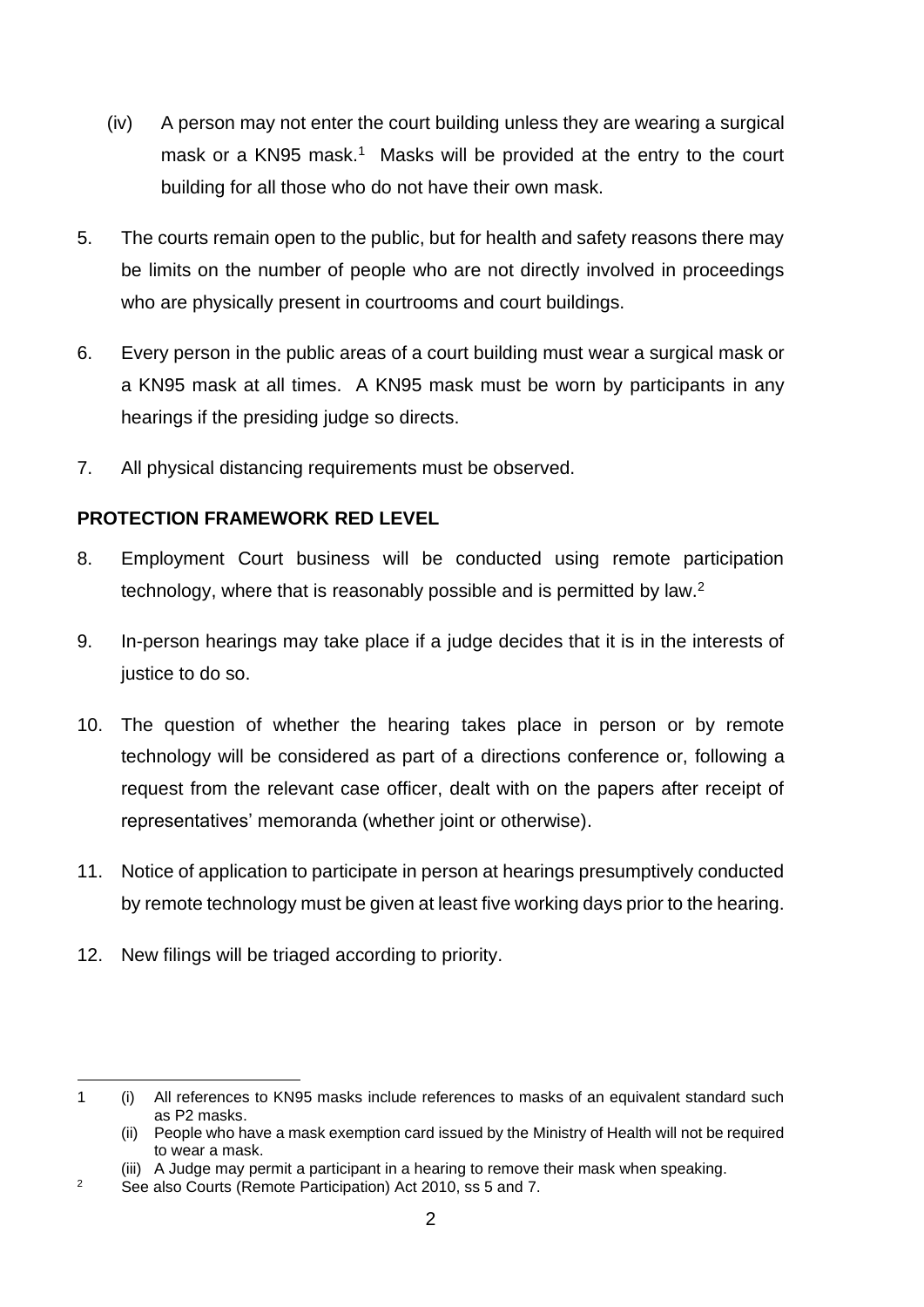(iv) A person may not enter the court building unless they are wearing a surgical mask or a KN95 mask.[1] Masks will be provided at the entry to the court building for all those who do not have their own mask.

5. The courts remain open to the public, but for health and safety reasons there may be limits on the number of people who are not directly involved in proceedings who are physically present in courtrooms and court buildings.

6. Every person in the public areas of a court building must wear a surgical mask or a KN95 mask at all times. A KN95 mask must be worn by participants in any hearings if the presiding judge so directs.

7. All physical distancing requirements must be observed.

**PROTECTION FRAMEWORK RED LEVEL**

8. Employment Court business will be conducted using remote participation technology, where that is reasonably possible and is permitted by law.[2]

9. In-person hearings may take place if a judge decides that it is in the interests of justice to do so.

10. The question of whether the hearing takes place in person or by remote technology will be considered as part of a directions conference or, following a request from the relevant case officer, dealt with on the papers after receipt of representatives' memoranda (whether joint or otherwise).

11. Notice of application to participate in person at hearings presumptively conducted by remote technology must be given at least five working days prior to the hearing.

12. New filings will be triaged according to priority.

---

1 (i) All references to KN95 masks include references to masks of an equivalent standard such as P2 masks.
  (ii) People who have a mask exemption card issued by the Ministry of Health will not be required to wear a mask.
  (iii) A Judge may permit a participant in a hearing to remove their mask when speaking.

2 See also Courts (Remote Participation) Act 2010, ss 5 and 7.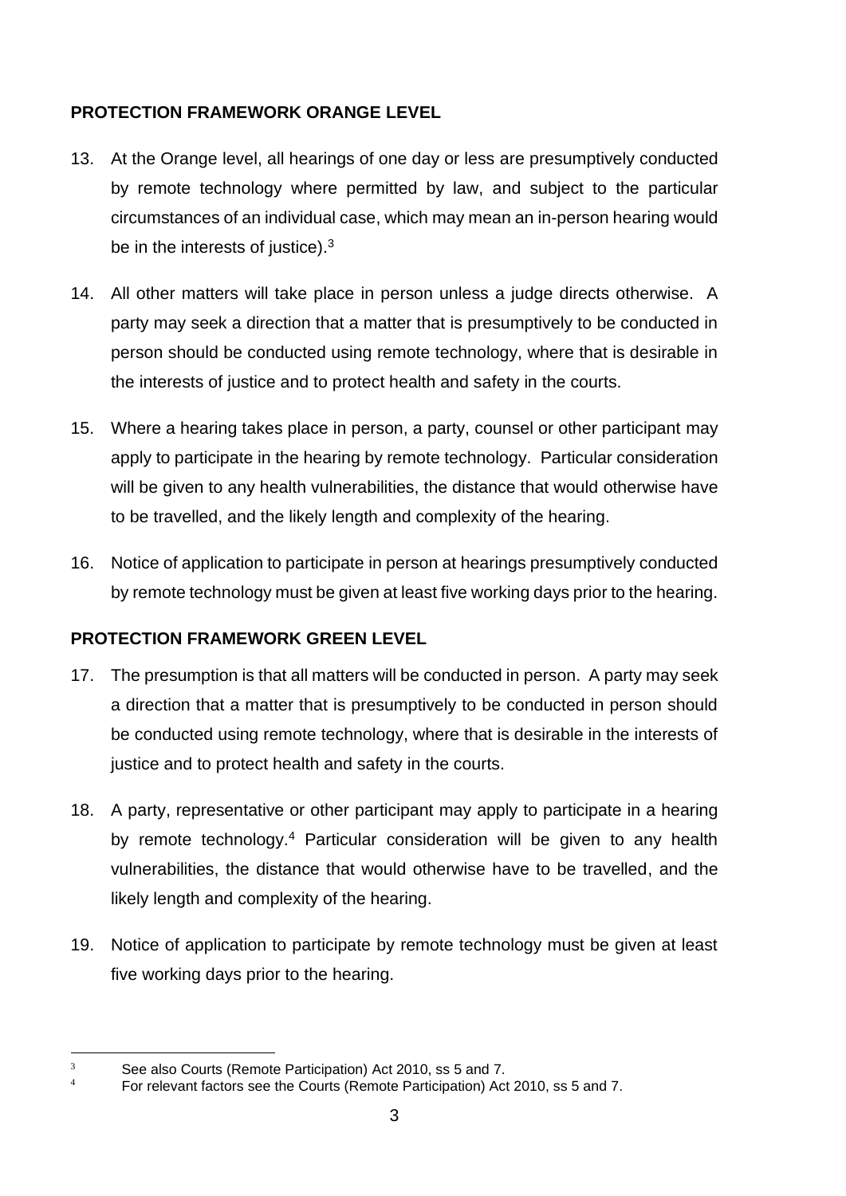## PROTECTION FRAMEWORK ORANGE LEVEL

13. At the Orange level, all hearings of one day or less are presumptively conducted by remote technology where permitted by law, and subject to the particular circumstances of an individual case, which may mean an in-person hearing would be in the interests of justice).[3]

14. All other matters will take place in person unless a judge directs otherwise. A party may seek a direction that a matter that is presumptively to be conducted in person should be conducted using remote technology, where that is desirable in the interests of justice and to protect health and safety in the courts.

15. Where a hearing takes place in person, a party, counsel or other participant may apply to participate in the hearing by remote technology. Particular consideration will be given to any health vulnerabilities, the distance that would otherwise have to be travelled, and the likely length and complexity of the hearing.

16. Notice of application to participate in person at hearings presumptively conducted by remote technology must be given at least five working days prior to the hearing.

## PROTECTION FRAMEWORK GREEN LEVEL

17. The presumption is that all matters will be conducted in person. A party may seek a direction that a matter that is presumptively to be conducted in person should be conducted using remote technology, where that is desirable in the interests of justice and to protect health and safety in the courts.

18. A party, representative or other participant may apply to participate in a hearing by remote technology.[4] Particular consideration will be given to any health vulnerabilities, the distance that would otherwise have to be travelled, and the likely length and complexity of the hearing.

19. Notice of application to participate by remote technology must be given at least five working days prior to the hearing.

---

[3] See also Courts (Remote Participation) Act 2010, ss 5 and 7.

[4] For relevant factors see the Courts (Remote Participation) Act 2010, ss 5 and 7.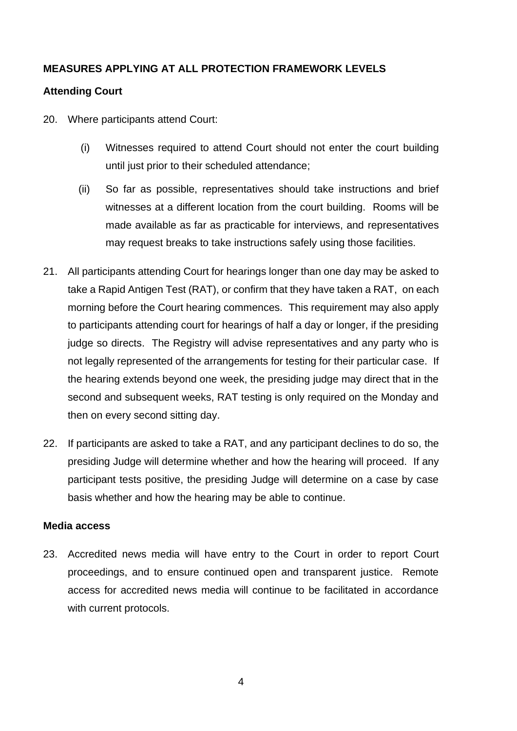## MEASURES APPLYING AT ALL PROTECTION FRAMEWORK LEVELS

### Attending Court

20. Where participants attend Court:

    (i) Witnesses required to attend Court should not enter the court building until just prior to their scheduled attendance;

    (ii) So far as possible, representatives should take instructions and brief witnesses at a different location from the court building. Rooms will be made available as far as practicable for interviews, and representatives may request breaks to take instructions safely using those facilities.

21. All participants attending Court for hearings longer than one day may be asked to take a Rapid Antigen Test (RAT), or confirm that they have taken a RAT, on each morning before the Court hearing commences. This requirement may also apply to participants attending court for hearings of half a day or longer, if the presiding judge so directs. The Registry will advise representatives and any party who is not legally represented of the arrangements for testing for their particular case. If the hearing extends beyond one week, the presiding judge may direct that in the second and subsequent weeks, RAT testing is only required on the Monday and then on every second sitting day.

22. If participants are asked to take a RAT, and any participant declines to do so, the presiding Judge will determine whether and how the hearing will proceed. If any participant tests positive, the presiding Judge will determine on a case by case basis whether and how the hearing may be able to continue.

### Media access

23. Accredited news media will have entry to the Court in order to report Court proceedings, and to ensure continued open and transparent justice. Remote access for accredited news media will continue to be facilitated in accordance with current protocols.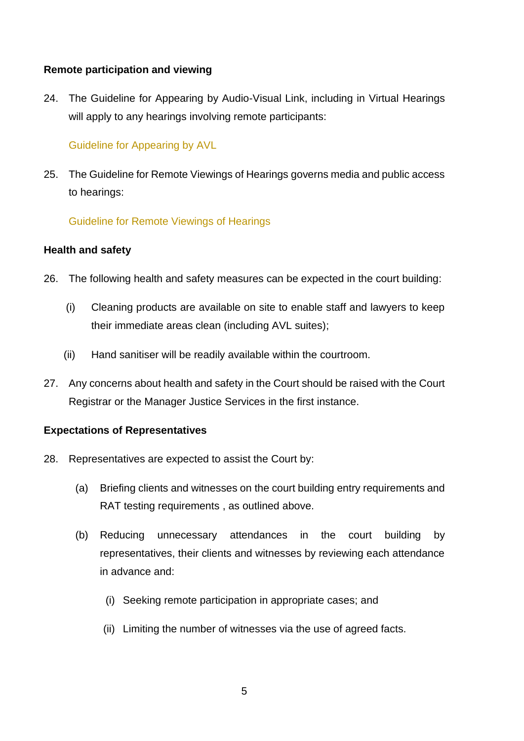**Remote participation and viewing**

24. The Guideline for Appearing by Audio-Visual Link, including in Virtual Hearings will apply to any hearings involving remote participants:

    Guideline for Appearing by AVL

25. The Guideline for Remote Viewings of Hearings governs media and public access to hearings:

    Guideline for Remote Viewings of Hearings

**Health and safety**

26. The following health and safety measures can be expected in the court building:

    (i) Cleaning products are available on site to enable staff and lawyers to keep their immediate areas clean (including AVL suites);

    (ii) Hand sanitiser will be readily available within the courtroom.

27. Any concerns about health and safety in the Court should be raised with the Court Registrar or the Manager Justice Services in the first instance.

**Expectations of Representatives**

28. Representatives are expected to assist the Court by:

    (a) Briefing clients and witnesses on the court building entry requirements and RAT testing requirements , as outlined above.

    (b) Reducing unnecessary attendances in the court building by representatives, their clients and witnesses by reviewing each attendance in advance and:

        (i) Seeking remote participation in appropriate cases; and

        (ii) Limiting the number of witnesses via the use of agreed facts.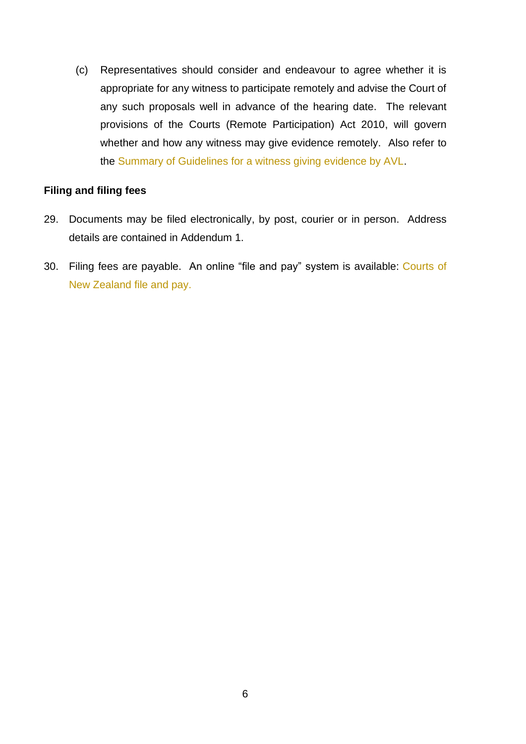(c) Representatives should consider and endeavour to agree whether it is appropriate for any witness to participate remotely and advise the Court of any such proposals well in advance of the hearing date. The relevant provisions of the Courts (Remote Participation) Act 2010, will govern whether and how any witness may give evidence remotely. Also refer to the Summary of Guidelines for a witness giving evidence by AVL.

**Filing and filing fees**

29. Documents may be filed electronically, by post, courier or in person. Address details are contained in Addendum 1.

30. Filing fees are payable. An online "file and pay" system is available: Courts of New Zealand file and pay.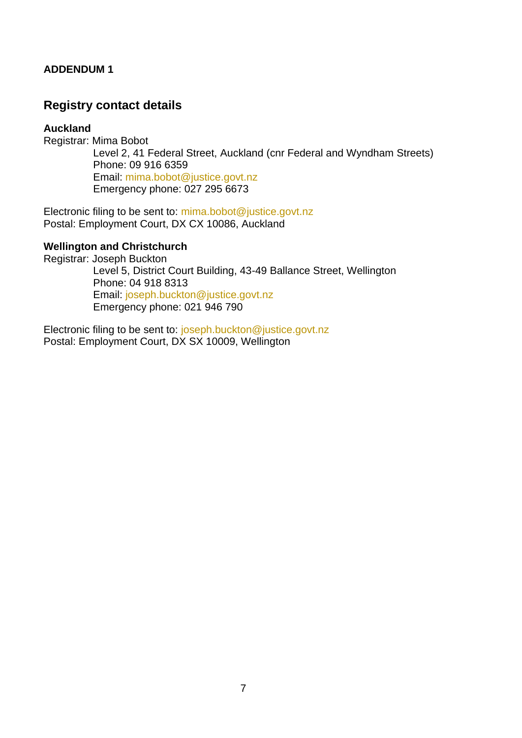**ADDENDUM 1**

## Registry contact details

**Auckland**

Registrar: Mima Bobot

Level 2, 41 Federal Street, Auckland (cnr Federal and Wyndham Streets)
Phone: 09 916 6359
Email: mima.bobot@justice.govt.nz
Emergency phone: 027 295 6673

Electronic filing to be sent to: mima.bobot@justice.govt.nz
Postal: Employment Court, DX CX 10086, Auckland

**Wellington and Christchurch**

Registrar: Joseph Buckton

Level 5, District Court Building, 43-49 Ballance Street, Wellington
Phone: 04 918 8313
Email: joseph.buckton@justice.govt.nz
Emergency phone: 021 946 790

Electronic filing to be sent to: joseph.buckton@justice.govt.nz
Postal: Employment Court, DX SX 10009, Wellington